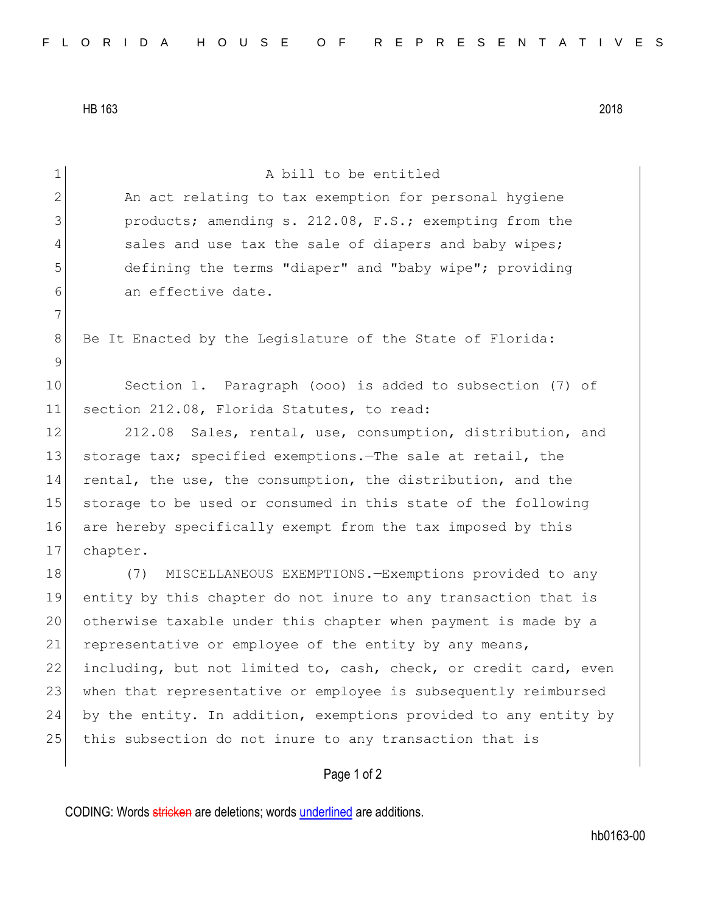HB 163 2018

A bill to be entitled

An act relating to tax exemption for personal hygiene products; amending s. 212.08, F.S.; exempting from the sales and use tax the sale of diapers and baby wipes; defining the terms "diaper" and "baby wipe"; providing an effective date.

Be It Enacted by the Legislature of the State of Florida:

Section 1. Paragraph (ooo) is added to subsection (7) of section 212.08, Florida Statutes, to read:

212.08 Sales, rental, use, consumption, distribution, and storage tax; specified exemptions.—The sale at retail, the rental, the use, the consumption, the distribution, and the storage to be used or consumed in this state of the following are hereby specifically exempt from the tax imposed by this chapter.

(7) MISCELLANEOUS EXEMPTIONS.—Exemptions provided to any entity by this chapter do not inure to any transaction that is otherwise taxable under this chapter when payment is made by a representative or employee of the entity by any means, including, but not limited to, cash, check, or credit card, even when that representative or employee is subsequently reimbursed by the entity. In addition, exemptions provided to any entity by this subsection do not inure to any transaction that is

CODING: Words stricken are deletions; words underlined are additions.

hb0163-00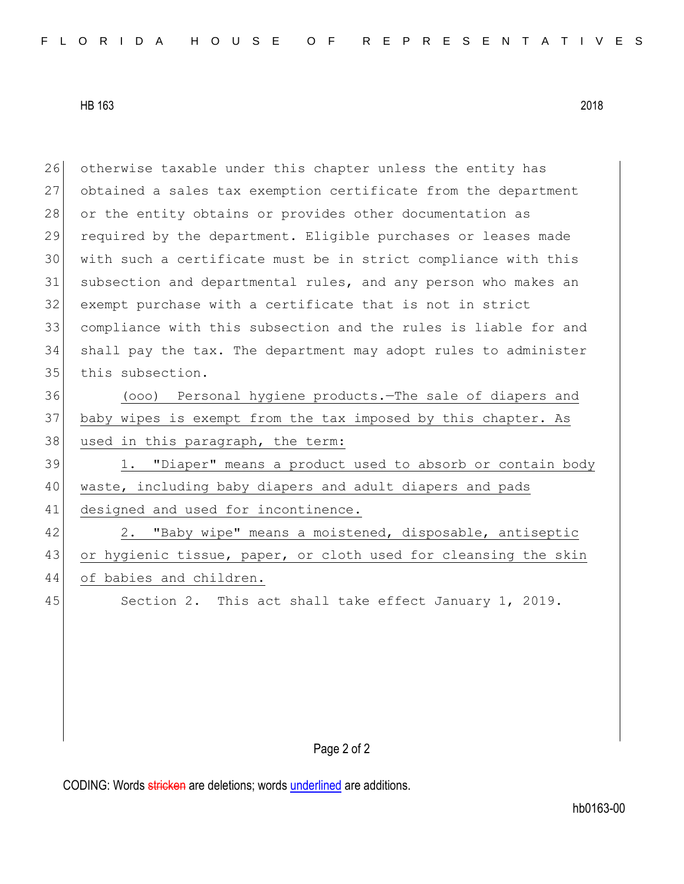otherwise taxable under this chapter unless the entity has obtained a sales tax exemption certificate from the department or the entity obtains or provides other documentation as required by the department. Eligible purchases or leases made with such a certificate must be in strict compliance with this subsection and departmental rules, and any person who makes an exempt purchase with a certificate that is not in strict compliance with this subsection and the rules is liable for and shall pay the tax. The department may adopt rules to administer this subsection.

(ooo) Personal hygiene products.—The sale of diapers and baby wipes is exempt from the tax imposed by this chapter. As used in this paragraph, the term:

1. "Diaper" means a product used to absorb or contain body waste, including baby diapers and adult diapers and pads designed and used for incontinence.

2. "Baby wipe" means a moistened, disposable, antiseptic or hygienic tissue, paper, or cloth used for cleansing the skin of babies and children.

Section 2. This act shall take effect January 1, 2019.

CODING: Words stricken are deletions; words underlined are additions.